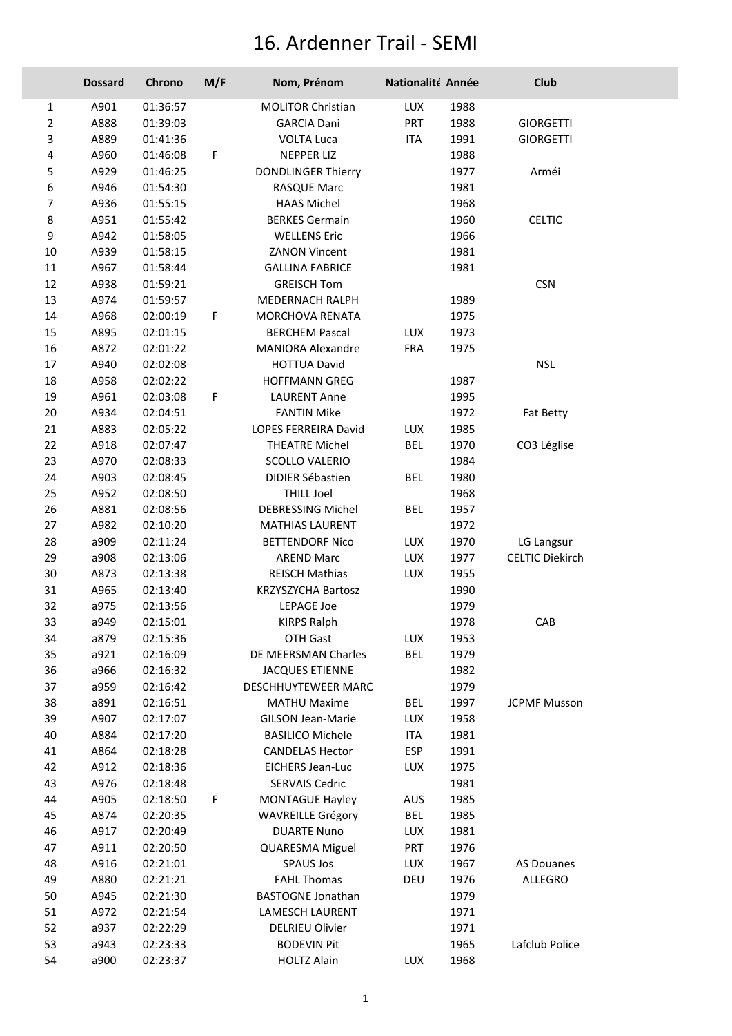# 16. Ardenner Trail - SEMI

| | Dossard | Chrono | M/F | Nom, Prénom | Nationalité | Année | Club |
|---|---|---|---|---|---|---|---|
| 1 | A901 | 01:36:57 | | MOLITOR Christian | LUX | 1988 | |
| 2 | A888 | 01:39:03 | | GARCIA Dani | PRT | 1988 | GIORGETTI |
| 3 | A889 | 01:41:36 | | VOLTA Luca | ITA | 1991 | GIORGETTI |
| 4 | A960 | 01:46:08 | F | NEPPER LIZ | | 1988 | |
| 5 | A929 | 01:46:25 | | DONDLINGER Thierry | | 1977 | Arméi |
| 6 | A946 | 01:54:30 | | RASQUE Marc | | 1981 | |
| 7 | A936 | 01:55:15 | | HAAS Michel | | 1968 | |
| 8 | A951 | 01:55:42 | | BERKES Germain | | 1960 | CELTIC |
| 9 | A942 | 01:58:05 | | WELLENS Eric | | 1966 | |
| 10 | A939 | 01:58:15 | | ZANON Vincent | | 1981 | |
| 11 | A967 | 01:58:44 | | GALLINA FABRICE | | 1981 | |
| 12 | A938 | 01:59:21 | | GREISCH Tom | | | CSN |
| 13 | A974 | 01:59:57 | | MEDERNACH RALPH | | 1989 | |
| 14 | A968 | 02:00:19 | F | MORCHOVA RENATA | | 1975 | |
| 15 | A895 | 02:01:15 | | BERCHEM Pascal | LUX | 1973 | |
| 16 | A872 | 02:01:22 | | MANIORA Alexandre | FRA | 1975 | |
| 17 | A940 | 02:02:08 | | HOTTUA David | | | NSL |
| 18 | A958 | 02:02:22 | | HOFFMANN GREG | | 1987 | |
| 19 | A961 | 02:03:08 | F | LAURENT Anne | | 1995 | |
| 20 | A934 | 02:04:51 | | FANTIN Mike | | 1972 | Fat Betty |
| 21 | A883 | 02:05:22 | | LOPES FERREIRA David | LUX | 1985 | |
| 22 | A918 | 02:07:47 | | THEATRE Michel | BEL | 1970 | CO3 Léglise |
| 23 | A970 | 02:08:33 | | SCOLLO VALERIO | | 1984 | |
| 24 | A903 | 02:08:45 | | DIDIER Sébastien | BEL | 1980 | |
| 25 | A952 | 02:08:50 | | THILL Joel | | 1968 | |
| 26 | A881 | 02:08:56 | | DEBRESSING Michel | BEL | 1957 | |
| 27 | A982 | 02:10:20 | | MATHIAS LAURENT | | 1972 | |
| 28 | a909 | 02:11:24 | | BETTENDORF Nico | LUX | 1970 | LG Langsur |
| 29 | a908 | 02:13:06 | | AREND Marc | LUX | 1977 | CELTIC Diekirch |
| 30 | A873 | 02:13:38 | | REISCH Mathias | LUX | 1955 | |
| 31 | A965 | 02:13:40 | | KRZYSZYCHA Bartosz | | 1990 | |
| 32 | a975 | 02:13:56 | | LEPAGE Joe | | 1979 | |
| 33 | a949 | 02:15:01 | | KIRPS Ralph | | 1978 | CAB |
| 34 | a879 | 02:15:36 | | OTH Gast | LUX | 1953 | |
| 35 | a921 | 02:16:09 | | DE MEERSMAN Charles | BEL | 1979 | |
| 36 | a966 | 02:16:32 | | JACQUES ETIENNE | | 1982 | |
| 37 | a959 | 02:16:42 | | DESCHHUYTEWEER MARC | | 1979 | |
| 38 | a891 | 02:16:51 | | MATHU Maxime | BEL | 1997 | JCPMF Musson |
| 39 | A907 | 02:17:07 | | GILSON Jean-Marie | LUX | 1958 | |
| 40 | A884 | 02:17:20 | | BASILICO Michele | ITA | 1981 | |
| 41 | A864 | 02:18:28 | | CANDELAS Hector | ESP | 1991 | |
| 42 | A912 | 02:18:36 | | EICHERS Jean-Luc | LUX | 1975 | |
| 43 | A976 | 02:18:48 | | SERVAIS Cedric | | 1981 | |
| 44 | A905 | 02:18:50 | F | MONTAGUE Hayley | AUS | 1985 | |
| 45 | A874 | 02:20:35 | | WAVREILLE Grégory | BEL | 1985 | |
| 46 | A917 | 02:20:49 | | DUARTE Nuno | LUX | 1981 | |
| 47 | A911 | 02:20:50 | | QUARESMA Miguel | PRT | 1976 | |
| 48 | A916 | 02:21:01 | | SPAUS Jos | LUX | 1967 | AS Douanes |
| 49 | A880 | 02:21:21 | | FAHL Thomas | DEU | 1976 | ALLEGRO |
| 50 | A945 | 02:21:30 | | BASTOGNE Jonathan | | 1979 | |
| 51 | A972 | 02:21:54 | | LAMESCH LAURENT | | 1971 | |
| 52 | a937 | 02:22:29 | | DELRIEU Olivier | | 1971 | |
| 53 | a943 | 02:23:33 | | BODEVIN Pit | | 1965 | Lafclub Police |
| 54 | a900 | 02:23:37 | | HOLTZ Alain | LUX | 1968 | |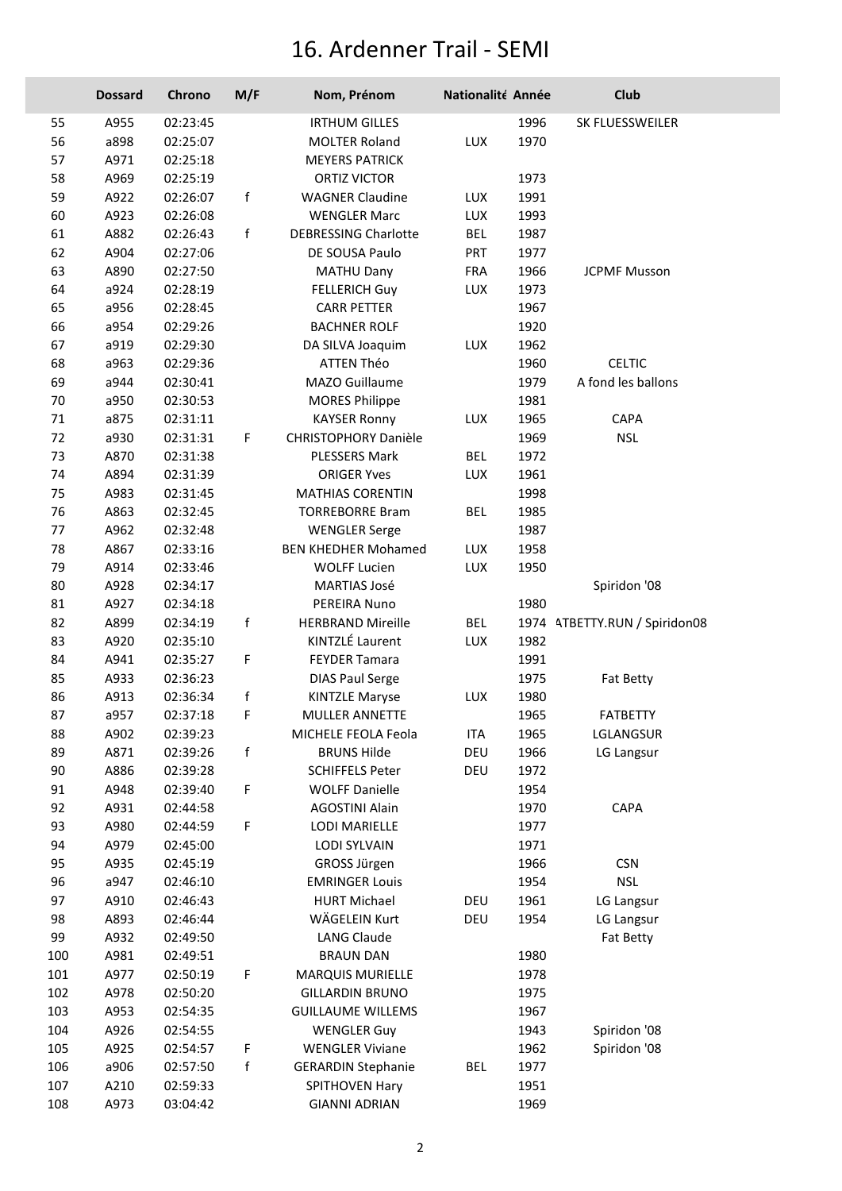# 16. Ardenner Trail - SEMI

| | Dossard | Chrono | M/F | Nom, Prénom | Nationalité | Année | Club |
|---|---|---|---|---|---|---|---|
| 55 | A955 | 02:23:45 | | IRTHUM GILLES | | 1996 | SK FLUESSWEILER |
| 56 | a898 | 02:25:07 | | MOLTER Roland | LUX | 1970 | |
| 57 | A971 | 02:25:18 | | MEYERS PATRICK | | | |
| 58 | A969 | 02:25:19 | | ORTIZ VICTOR | | 1973 | |
| 59 | A922 | 02:26:07 | f | WAGNER Claudine | LUX | 1991 | |
| 60 | A923 | 02:26:08 | | WENGLER Marc | LUX | 1993 | |
| 61 | A882 | 02:26:43 | f | DEBRESSING Charlotte | BEL | 1987 | |
| 62 | A904 | 02:27:06 | | DE SOUSA Paulo | PRT | 1977 | |
| 63 | A890 | 02:27:50 | | MATHU Dany | FRA | 1966 | JCPMF Musson |
| 64 | a924 | 02:28:19 | | FELLERICH Guy | LUX | 1973 | |
| 65 | a956 | 02:28:45 | | CARR PETTER | | 1967 | |
| 66 | a954 | 02:29:26 | | BACHNER ROLF | | 1920 | |
| 67 | a919 | 02:29:30 | | DA SILVA Joaquim | LUX | 1962 | |
| 68 | a963 | 02:29:36 | | ATTEN Théo | | 1960 | CELTIC |
| 69 | a944 | 02:30:41 | | MAZO Guillaume | | 1979 | A fond les ballons |
| 70 | a950 | 02:30:53 | | MORES Philippe | | 1981 | |
| 71 | a875 | 02:31:11 | | KAYSER Ronny | LUX | 1965 | CAPA |
| 72 | a930 | 02:31:31 | F | CHRISTOPHORY Danièle | | 1969 | NSL |
| 73 | A870 | 02:31:38 | | PLESSERS Mark | BEL | 1972 | |
| 74 | A894 | 02:31:39 | | ORIGER Yves | LUX | 1961 | |
| 75 | A983 | 02:31:45 | | MATHIAS CORENTIN | | 1998 | |
| 76 | A863 | 02:32:45 | | TORREBORRE Bram | BEL | 1985 | |
| 77 | A962 | 02:32:48 | | WENGLER Serge | | 1987 | |
| 78 | A867 | 02:33:16 | | BEN KHEDHER Mohamed | LUX | 1958 | |
| 79 | A914 | 02:33:46 | | WOLFF Lucien | LUX | 1950 | |
| 80 | A928 | 02:34:17 | | MARTIAS José | | | Spiridon '08 |
| 81 | A927 | 02:34:18 | | PEREIRA Nuno | | 1980 | |
| 82 | A899 | 02:34:19 | f | HERBRAND Mireille | BEL | 1974 | ATBETTY.RUN / Spiridon08 |
| 83 | A920 | 02:35:10 | | KINTZLÉ Laurent | LUX | 1982 | |
| 84 | A941 | 02:35:27 | F | FEYDER Tamara | | 1991 | |
| 85 | A933 | 02:36:23 | | DIAS Paul Serge | | 1975 | Fat Betty |
| 86 | A913 | 02:36:34 | f | KINTZLE Maryse | LUX | 1980 | |
| 87 | a957 | 02:37:18 | F | MULLER ANNETTE | | 1965 | FATBETTY |
| 88 | A902 | 02:39:23 | | MICHELE FEOLA Feola | ITA | 1965 | LGLANGSUR |
| 89 | A871 | 02:39:26 | f | BRUNS Hilde | DEU | 1966 | LG Langsur |
| 90 | A886 | 02:39:28 | | SCHIFFELS Peter | DEU | 1972 | |
| 91 | A948 | 02:39:40 | F | WOLFF Danielle | | 1954 | |
| 92 | A931 | 02:44:58 | | AGOSTINI Alain | | 1970 | CAPA |
| 93 | A980 | 02:44:59 | F | LODI MARIELLE | | 1977 | |
| 94 | A979 | 02:45:00 | | LODI SYLVAIN | | 1971 | |
| 95 | A935 | 02:45:19 | | GROSS Jürgen | | 1966 | CSN |
| 96 | a947 | 02:46:10 | | EMRINGER Louis | | 1954 | NSL |
| 97 | A910 | 02:46:43 | | HURT Michael | DEU | 1961 | LG Langsur |
| 98 | A893 | 02:46:44 | | WÄGELEIN Kurt | DEU | 1954 | LG Langsur |
| 99 | A932 | 02:49:50 | | LANG Claude | | | Fat Betty |
| 100 | A981 | 02:49:51 | | BRAUN DAN | | 1980 | |
| 101 | A977 | 02:50:19 | F | MARQUIS MURIELLE | | 1978 | |
| 102 | A978 | 02:50:20 | | GILLARDIN BRUNO | | 1975 | |
| 103 | A953 | 02:54:35 | | GUILLAUME WILLEMS | | 1967 | |
| 104 | A926 | 02:54:55 | | WENGLER Guy | | 1943 | Spiridon '08 |
| 105 | A925 | 02:54:57 | F | WENGLER Viviane | | 1962 | Spiridon '08 |
| 106 | a906 | 02:57:50 | f | GERARDIN Stephanie | BEL | 1977 | |
| 107 | A210 | 02:59:33 | | SPITHOVEN Hary | | 1951 | |
| 108 | A973 | 03:04:42 | | GIANNI ADRIAN | | 1969 | |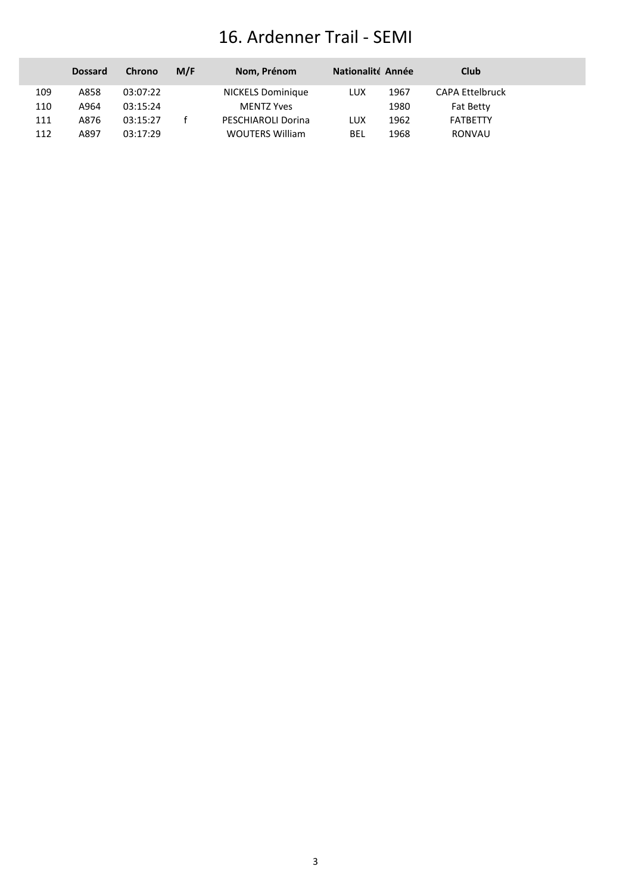# 16. Ardenner Trail - SEMI

| | Dossard | Chrono | M/F | Nom, Prénom | Nationalité | Année | Club |
|---|---|---|---|---|---|---|---|
| 109 | A858 | 03:07:22 | | NICKELS Dominique | LUX | 1967 | CAPA Ettelbruck |
| 110 | A964 | 03:15:24 | | MENTZ Yves | | 1980 | Fat Betty |
| 111 | A876 | 03:15:27 | f | PESCHIAROLI Dorina | LUX | 1962 | FATBETTY |
| 112 | A897 | 03:17:29 | | WOUTERS William | BEL | 1968 | RONVAU |